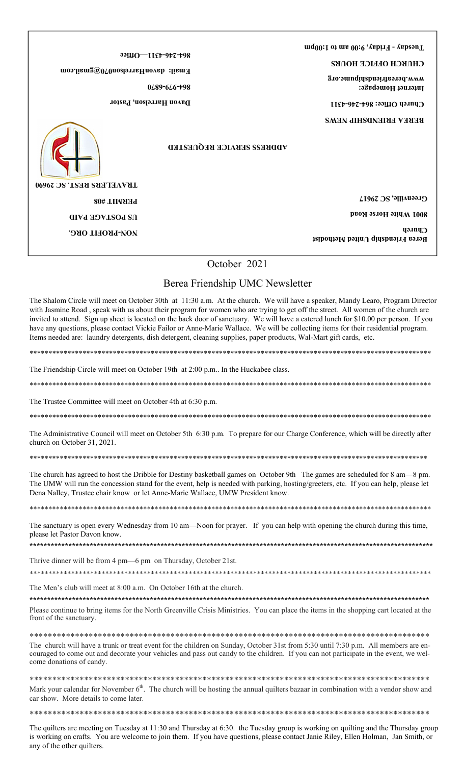Berea Friendship United Methodist Church

8001 White Horse Road

Greenville, SC 29617

NON-PROFIT ORG.

US POSTAGE PAID

PERMIT #08

TRAVELERS REST, SC 29690

ADDRESS SERVICE REQUESTED

BEREA FRIENDSHIP NEWS

Church Office: 864-246-4311

Internet Homepage:
www.bereafriendshipumc.org

CHURCH OFFICE HOURS

Tuesday - Friday, 9:00 am to 1:00pm

Davon Harrelson, Pastor

864-979-6870

Email: davonHarrelson07@gmail.com

864-246-4311—Office

October 2021

# Berea Friendship UMC Newsletter

The Shalom Circle will meet on October 30th at 11:30 a.m. At the church. We will have a speaker, Mandy Learo, Program Director with Jasmine Road , speak with us about their program for women who are trying to get off the street. All women of the church are invited to attend. Sign up sheet is located on the back door of sanctuary. We will have a catered lunch for $10.00 per person. If you have any questions, please contact Vickie Failor or Anne-Marie Wallace. We will be collecting items for their residential program. Items needed are: laundry detergents, dish detergent, cleaning supplies, paper products, Wal-Mart gift cards, etc.

************************************************************************************************************

The Friendship Circle will meet on October 19th at 2:00 p.m.. In the Huckabee class.

************************************************************************************************************

The Trustee Committee will meet on October 4th at 6:30 p.m.

************************************************************************************************************

The Administrative Council will meet on October 5th 6:30 p.m. To prepare for our Charge Conference, which will be directly after church on October 31, 2021.

************************************************************************************************************

The church has agreed to host the Dribble for Destiny basketball games on October 9th The games are scheduled for 8 am—8 pm. The UMW will run the concession stand for the event, help is needed with parking, hosting/greeters, etc. If you can help, please let Dena Nalley, Trustee chair know or let Anne-Marie Wallace, UMW President know.

************************************************************************************************************

The sanctuary is open every Wednesday from 10 am—Noon for prayer. If you can help with opening the church during this time, please let Pastor Davon know.

************************************************************************************************************

Thrive dinner will be from 4 pm—6 pm on Thursday, October 21st.

************************************************************************************************************

The Men's club will meet at 8:00 a.m. On October 16th at the church.

************************************************************************************************************

Please continue to bring items for the North Greenville Crisis Ministries. You can place the items in the shopping cart located at the front of the sanctuary.

************************************************************************************************

The church will have a trunk or treat event for the children on Sunday, October 31st from 5:30 until 7:30 p.m. All members are encouraged to come out and decorate your vehicles and pass out candy to the children. If you can not participate in the event, we welcome donations of candy.

************************************************************************************************

Mark your calendar for November 6th. The church will be hosting the annual quilters bazaar in combination with a vendor show and car show. More details to come later.

************************************************************************************************

The quilters are meeting on Tuesday at 11:30 and Thursday at 6:30. the Tuesday group is working on quilting and the Thursday group is working on crafts. You are welcome to join them. If you have questions, please contact Janie Riley, Ellen Holman, Jan Smith, or any of the other quilters.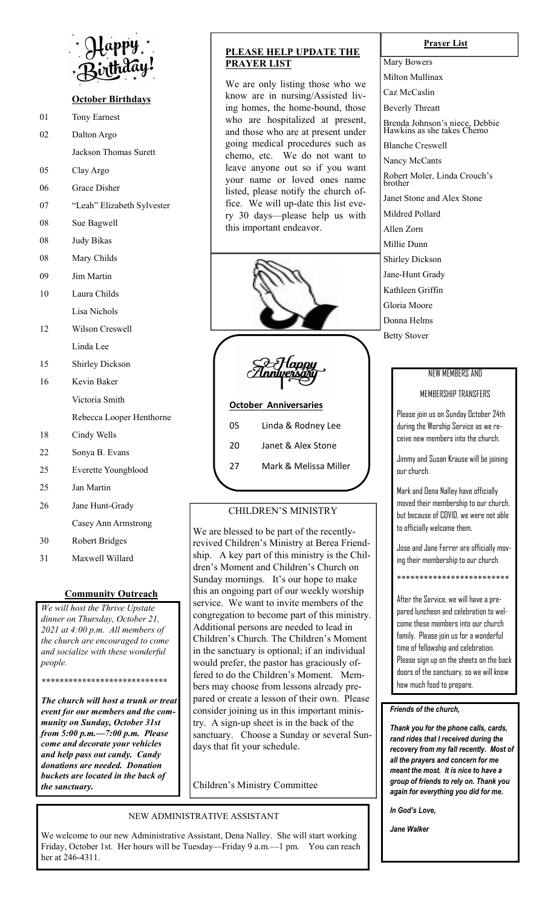Happy Birthday!

## October Birthdays

| | |
|---|---|
| 01 | Tony Earnest |
| 02 | Dalton Argo |
| | Jackson Thomas Surett |
| 05 | Clay Argo |
| 06 | Grace Disher |
| 07 | "Leah" Elizabeth Sylvester |
| 08 | Sue Bagwell |
| 08 | Judy Bikas |
| 08 | Mary Childs |
| 09 | Jim Martin |
| 10 | Laura Childs |
| | Lisa Nichols |
| 12 | Wilson Creswell |
| | Linda Lee |
| 15 | Shirley Dickson |
| 16 | Kevin Baker |
| | Victoria Smith |
| | Rebecca Looper Henthorne |
| 18 | Cindy Wells |
| 22 | Sonya B. Evans |
| 25 | Everette Youngblood |
| 25 | Jan Martin |
| 26 | Jane Hunt-Grady |
| | Casey Ann Armstrong |
| 30 | Robert Bridges |
| 31 | Maxwell Willard |

## Community Outreach

*We will host the Thrive Upstate dinner on Thursday, October 21, 2021 at 4:00 p.m. All members of the church are encouraged to come and socialize with these wonderful people.*

*****************************

***The church will host a trunk or treat event for our members and the community on Sunday, October 31st from 5:00 p.m.—7:00 p.m. Please come and decorate your vehicles and help pass out candy. Candy donations are needed. Donation buckets are located in the back of the sanctuary.***

## PLEASE HELP UPDATE THE PRAYER LIST

We are only listing those who we know are in nursing/Assisted living homes, the home-bound, those who are hospitalized at present, and those who are at present under going medical procedures such as chemo, etc. We do not want to leave anyone out so if you want your name or loved ones name listed, please notify the church office. We will up-date this list every 30 days—please help us with this important endeavor.

Happy Anniversary

### October Anniversaries

| | |
|---|---|
| 05 | Linda & Rodney Lee |
| 20 | Janet & Alex Stone |
| 27 | Mark & Melissa Miller |

## CHILDREN'S MINISTRY

We are blessed to be part of the recently-revived Children's Ministry at Berea Friendship. A key part of this ministry is the Children's Moment and Children's Church on Sunday mornings. It's our hope to make this an ongoing part of our weekly worship service. We want to invite members of the congregation to become part of this ministry. Additional persons are needed to lead in Children's Church. The Children's Moment in the sanctuary is optional; if an individual would prefer, the pastor has graciously offered to do the Children's Moment. Members may choose from lessons already prepared or create a lesson of their own. Please consider joining us in this important ministry. A sign-up sheet is in the back of the sanctuary. Choose a Sunday or several Sundays that fit your schedule.

Children's Ministry Committee

## Prayer List

- Mary Bowers
- Milton Mullinax
- Caz McCaslin
- Beverly Threatt
- Brenda Johnson's niece, Debbie Hawkins as she takes Chemo
- Blanche Creswell
- Nancy McCants
- Robert Moler, Linda Crouch's brother
- Janet Stone and Alex Stone
- Mildred Pollard
- Allen Zorn
- Millie Dunn
- Shirley Dickson
- Jane-Hunt Grady
- Kathleen Griffin
- Gloria Moore
- Donna Helms
- Betty Stover

## NEW MEMBERS AND MEMBERSHIP TRANSFERS

Please join us on Sunday October 24th during the Worship Service as we receive new members into the church.

Jimmy and Susan Krause will be joining our church.

Mark and Dena Nalley have officially moved their membership to our church, but because of COVID, we were not able to officially welcome them.

Jose and Jane Ferrer are officially moving their membership to our church.

*************************

After the Service, we will have a prepared luncheon and celebration to welcome these members into our church family. Please join us for a wonderful time of fellowship and celebration. Please sign up on the sheets on the back doors of the sanctuary, so we will know how much food to prepare.

***Friends of the church,***

***Thank you for the phone calls, cards, rand rides that I received during the recovery from my fall recently. Most of all the prayers and concern for me meant the most. It is nice to have a group of friends to rely on. Thank you again for everything you did for me.***

***In God's Love,***

***Jane Walker***

## NEW ADMINISTRATIVE ASSISTANT

We welcome to our new Administrative Assistant, Dena Nalley. She will start working Friday, October 1st. Her hours will be Tuesday—Friday 9 a.m.—1 pm. You can reach her at 246-4311.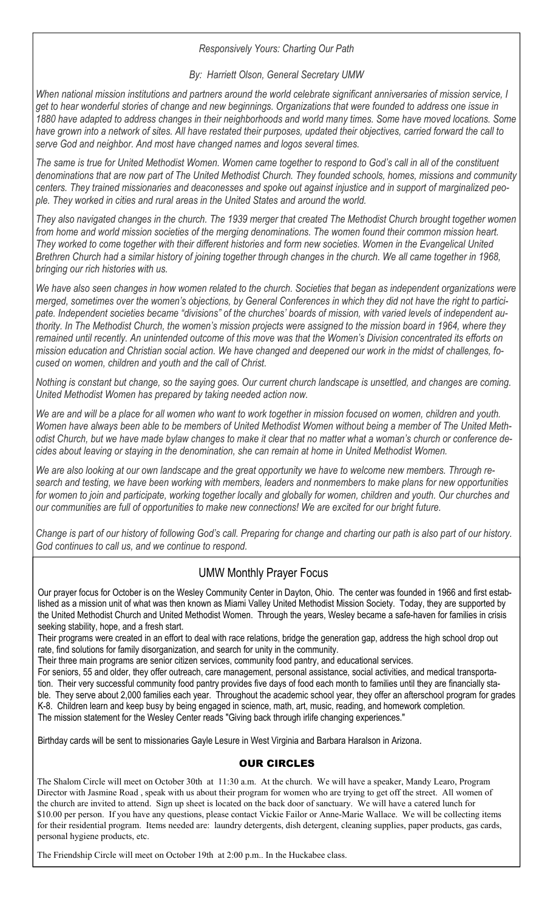*Responsively Yours: Charting Our Path*

*By: Harriett Olson, General Secretary UMW*

*When national mission institutions and partners around the world celebrate significant anniversaries of mission service, I get to hear wonderful stories of change and new beginnings. Organizations that were founded to address one issue in 1880 have adapted to address changes in their neighborhoods and world many times. Some have moved locations. Some have grown into a network of sites. All have restated their purposes, updated their objectives, carried forward the call to serve God and neighbor. And most have changed names and logos several times.*

*The same is true for United Methodist Women. Women came together to respond to God's call in all of the constituent denominations that are now part of The United Methodist Church. They founded schools, homes, missions and community centers. They trained missionaries and deaconesses and spoke out against injustice and in support of marginalized people. They worked in cities and rural areas in the United States and around the world.*

*They also navigated changes in the church. The 1939 merger that created The Methodist Church brought together women from home and world mission societies of the merging denominations. The women found their common mission heart. They worked to come together with their different histories and form new societies. Women in the Evangelical United Brethren Church had a similar history of joining together through changes in the church. We all came together in 1968, bringing our rich histories with us.*

*We have also seen changes in how women related to the church. Societies that began as independent organizations were merged, sometimes over the women's objections, by General Conferences in which they did not have the right to participate. Independent societies became "divisions" of the churches' boards of mission, with varied levels of independent authority. In The Methodist Church, the women's mission projects were assigned to the mission board in 1964, where they remained until recently. An unintended outcome of this move was that the Women's Division concentrated its efforts on mission education and Christian social action. We have changed and deepened our work in the midst of challenges, focused on women, children and youth and the call of Christ.*

*Nothing is constant but change, so the saying goes. Our current church landscape is unsettled, and changes are coming. United Methodist Women has prepared by taking needed action now.*

*We are and will be a place for all women who want to work together in mission focused on women, children and youth. Women have always been able to be members of United Methodist Women without being a member of The United Methodist Church, but we have made bylaw changes to make it clear that no matter what a woman's church or conference decides about leaving or staying in the denomination, she can remain at home in United Methodist Women.*

*We are also looking at our own landscape and the great opportunity we have to welcome new members. Through research and testing, we have been working with members, leaders and nonmembers to make plans for new opportunities for women to join and participate, working together locally and globally for women, children and youth. Our churches and our communities are full of opportunities to make new connections! We are excited for our bright future.*

*Change is part of our history of following God's call. Preparing for change and charting our path is also part of our history. God continues to call us, and we continue to respond.*

## UMW Monthly Prayer Focus

Our prayer focus for October is on the Wesley Community Center in Dayton, Ohio. The center was founded in 1966 and first established as a mission unit of what was then known as Miami Valley United Methodist Mission Society. Today, they are supported by the United Methodist Church and United Methodist Women. Through the years, Wesley became a safe-haven for families in crisis seeking stability, hope, and a fresh start.

Their programs were created in an effort to deal with race relations, bridge the generation gap, address the high school drop out rate, find solutions for family disorganization, and search for unity in the community.

Their three main programs are senior citizen services, community food pantry, and educational services.

For seniors, 55 and older, they offer outreach, care management, personal assistance, social activities, and medical transportation. Their very successful community food pantry provides five days of food each month to families until they are financially stable. They serve about 2,000 families each year. Throughout the academic school year, they offer an afterschool program for grades K-8. Children learn and keep busy by being engaged in science, math, art, music, reading, and homework completion.

The mission statement for the Wesley Center reads "Giving back through irlife changing experiences."

Birthday cards will be sent to missionaries Gayle Lesure in West Virginia and Barbara Haralson in Arizona.

## OUR CIRCLES

The Shalom Circle will meet on October 30th at 11:30 a.m. At the church. We will have a speaker, Mandy Learo, Program Director with Jasmine Road , speak with us about their program for women who are trying to get off the street. All women of the church are invited to attend. Sign up sheet is located on the back door of sanctuary. We will have a catered lunch for $10.00 per person. If you have any questions, please contact Vickie Failor or Anne-Marie Wallace. We will be collecting items for their residential program. Items needed are: laundry detergents, dish detergent, cleaning supplies, paper products, gas cards, personal hygiene products, etc.

The Friendship Circle will meet on October 19th at 2:00 p.m.. In the Huckabee class.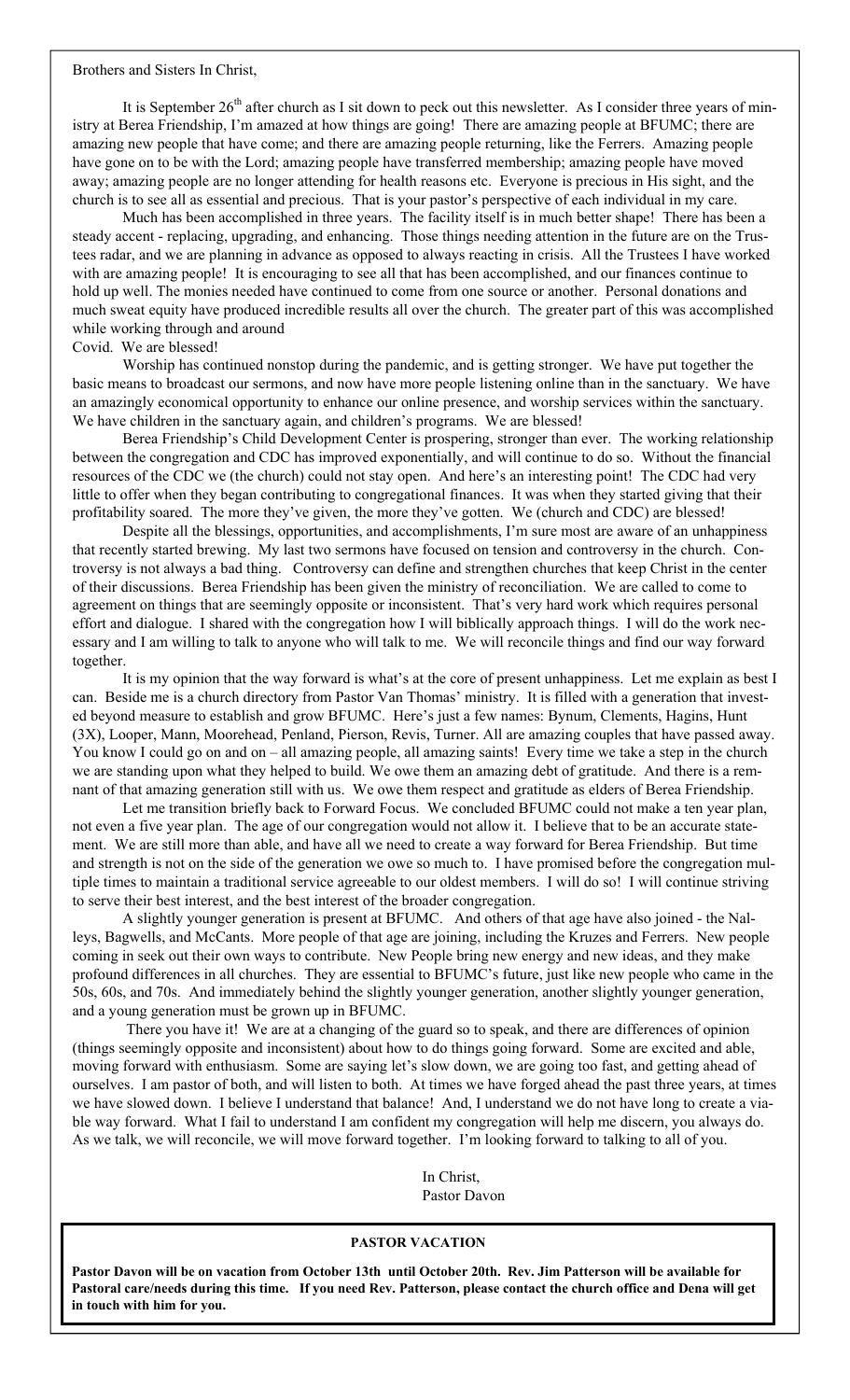Brothers and Sisters In Christ,

It is September 26th after church as I sit down to peck out this newsletter. As I consider three years of ministry at Berea Friendship, I'm amazed at how things are going! There are amazing people at BFUMC; there are amazing new people that have come; and there are amazing people returning, like the Ferrers. Amazing people have gone on to be with the Lord; amazing people have transferred membership; amazing people have moved away; amazing people are no longer attending for health reasons etc. Everyone is precious in His sight, and the church is to see all as essential and precious. That is your pastor's perspective of each individual in my care.

Much has been accomplished in three years. The facility itself is in much better shape! There has been a steady accent - replacing, upgrading, and enhancing. Those things needing attention in the future are on the Trustees radar, and we are planning in advance as opposed to always reacting in crisis. All the Trustees I have worked with are amazing people! It is encouraging to see all that has been accomplished, and our finances continue to hold up well. The monies needed have continued to come from one source or another. Personal donations and much sweat equity have produced incredible results all over the church. The greater part of this was accomplished while working through and around Covid. We are blessed!

Worship has continued nonstop during the pandemic, and is getting stronger. We have put together the basic means to broadcast our sermons, and now have more people listening online than in the sanctuary. We have an amazingly economical opportunity to enhance our online presence, and worship services within the sanctuary. We have children in the sanctuary again, and children's programs. We are blessed!

Berea Friendship's Child Development Center is prospering, stronger than ever. The working relationship between the congregation and CDC has improved exponentially, and will continue to do so. Without the financial resources of the CDC we (the church) could not stay open. And here's an interesting point! The CDC had very little to offer when they began contributing to congregational finances. It was when they started giving that their profitability soared. The more they've given, the more they've gotten. We (church and CDC) are blessed!

Despite all the blessings, opportunities, and accomplishments, I'm sure most are aware of an unhappiness that recently started brewing. My last two sermons have focused on tension and controversy in the church. Controversy is not always a bad thing. Controversy can define and strengthen churches that keep Christ in the center of their discussions. Berea Friendship has been given the ministry of reconciliation. We are called to come to agreement on things that are seemingly opposite or inconsistent. That's very hard work which requires personal effort and dialogue. I shared with the congregation how I will biblically approach things. I will do the work necessary and I am willing to talk to anyone who will talk to me. We will reconcile things and find our way forward together.

It is my opinion that the way forward is what's at the core of present unhappiness. Let me explain as best I can. Beside me is a church directory from Pastor Van Thomas' ministry. It is filled with a generation that invested beyond measure to establish and grow BFUMC. Here's just a few names: Bynum, Clements, Hagins, Hunt (3X), Looper, Mann, Moorehead, Penland, Pierson, Revis, Turner. All are amazing couples that have passed away. You know I could go on and on – all amazing people, all amazing saints! Every time we take a step in the church we are standing upon what they helped to build. We owe them an amazing debt of gratitude. And there is a remnant of that amazing generation still with us. We owe them respect and gratitude as elders of Berea Friendship.

Let me transition briefly back to Forward Focus. We concluded BFUMC could not make a ten year plan, not even a five year plan. The age of our congregation would not allow it. I believe that to be an accurate statement. We are still more than able, and have all we need to create a way forward for Berea Friendship. But time and strength is not on the side of the generation we owe so much to. I have promised before the congregation multiple times to maintain a traditional service agreeable to our oldest members. I will do so! I will continue striving to serve their best interest, and the best interest of the broader congregation.

A slightly younger generation is present at BFUMC. And others of that age have also joined - the Nalleys, Bagwells, and McCants. More people of that age are joining, including the Kruzes and Ferrers. New people coming in seek out their own ways to contribute. New People bring new energy and new ideas, and they make profound differences in all churches. They are essential to BFUMC's future, just like new people who came in the 50s, 60s, and 70s. And immediately behind the slightly younger generation, another slightly younger generation, and a young generation must be grown up in BFUMC.

There you have it! We are at a changing of the guard so to speak, and there are differences of opinion (things seemingly opposite and inconsistent) about how to do things going forward. Some are excited and able, moving forward with enthusiasm. Some are saying let's slow down, we are going too fast, and getting ahead of ourselves. I am pastor of both, and will listen to both. At times we have forged ahead the past three years, at times we have slowed down. I believe I understand that balance! And, I understand we do not have long to create a viable way forward. What I fail to understand I am confident my congregation will help me discern, you always do. As we talk, we will reconcile, we will move forward together. I'm looking forward to talking to all of you.

In Christ,
Pastor Davon

### PASTOR VACATION

**Pastor Davon will be on vacation from October 13th until October 20th. Rev. Jim Patterson will be available for Pastoral care/needs during this time. If you need Rev. Patterson, please contact the church office and Dena will get in touch with him for you.**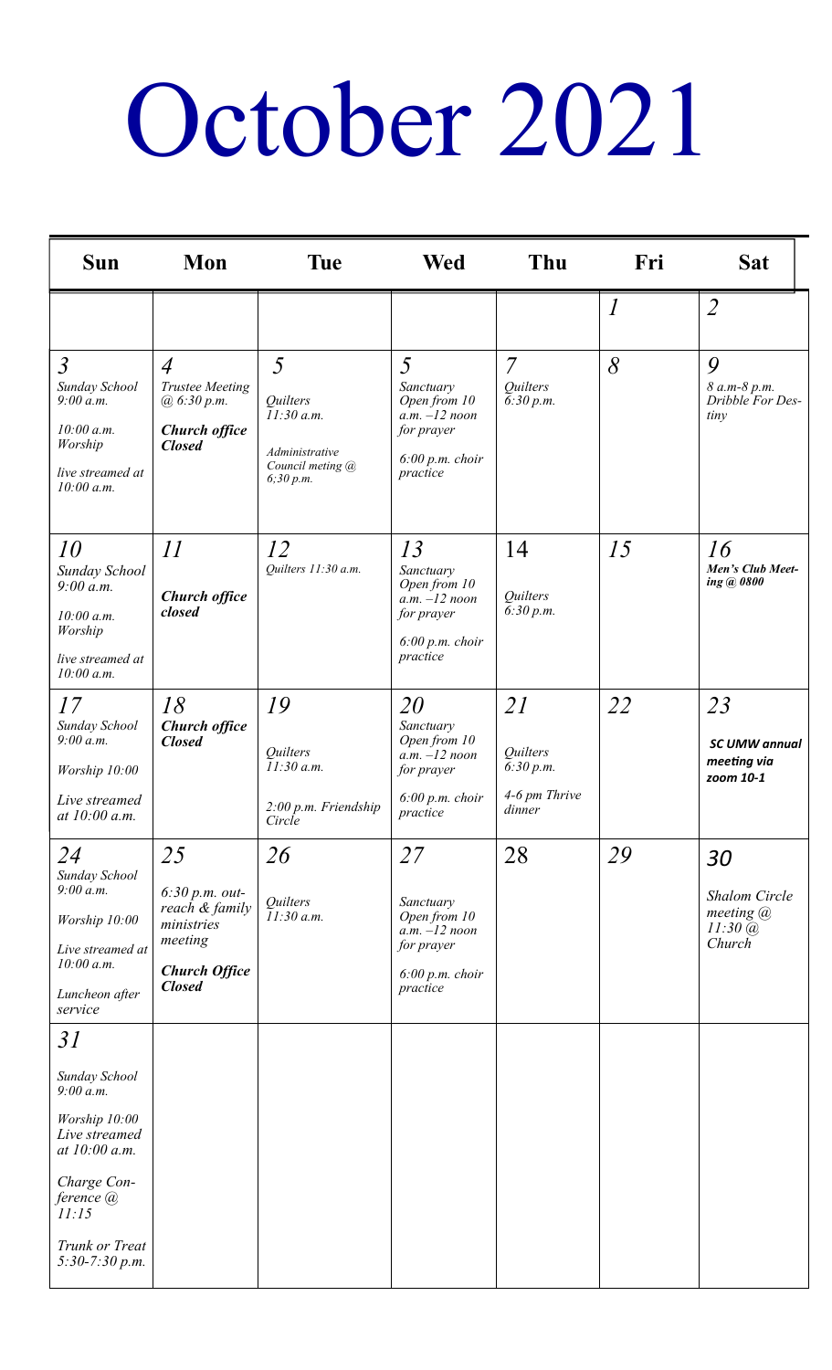# October 2021

| Sun | Mon | Tue | Wed | Thu | Fri | Sat |
|---|---|---|---|---|---|---|
| | | | | | *1* | *2* |
| *3* *Sunday School 9:00 a.m.* *10:00 a.m. Worship* *live streamed at 10:00 a.m.* | *4* *Trustee Meeting @ 6:30 p.m.* ***Church office Closed*** | *5* *Quilters 11:30 a.m.* *Administrative Council meting @ 6;30 p.m.* | *5* *Sanctuary Open from 10 a.m. –12 noon for prayer* *6:00 p.m. choir practice* | *7* *Quilters 6:30 p.m.* | *8* | *9* *8 a.m-8 p.m. Dribble For Destiny* |
| *10* *Sunday School 9:00 a.m.* *10:00 a.m. Worship* *live streamed at 10:00 a.m.* | *11* ***Church office closed*** | *12* *Quilters 11:30 a.m.* | *13* *Sanctuary Open from 10 a.m. –12 noon for prayer* *6:00 p.m. choir practice* | 14 *Quilters 6:30 p.m.* | *15* | *16* ***Men's Club Meeting @ 0800*** |
| *17* *Sunday School 9:00 a.m.* *Worship 10:00* *Live streamed at 10:00 a.m.* | *18* ***Church office Closed*** | *19* *Quilters 11:30 a.m.* *2:00 p.m. Friendship Circle* | *20* *Sanctuary Open from 10 a.m. –12 noon for prayer* *6:00 p.m. choir practice* | *21* *Quilters 6:30 p.m.* *4-6 pm Thrive dinner* | *22* | *23* ***SC UMW annual meeting via zoom 10-1*** |
| *24* *Sunday School 9:00 a.m.* *Worship 10:00* *Live streamed at 10:00 a.m.* *Luncheon after service* | *25* *6:30 p.m. outreach & family ministries meeting* ***Church Office Closed*** | *26* *Quilters 11:30 a.m.* | *27* *Sanctuary Open from 10 a.m. –12 noon for prayer* *6:00 p.m. choir practice* | 28 | *29* | 30 *Shalom Circle meeting @ 11:30 @ Church* |
| *31* *Sunday School 9:00 a.m.* *Worship 10:00 Live streamed at 10:00 a.m.* *Charge Conference @ 11:15* *Trunk or Treat 5:30-7:30 p.m.* | | | | | | |